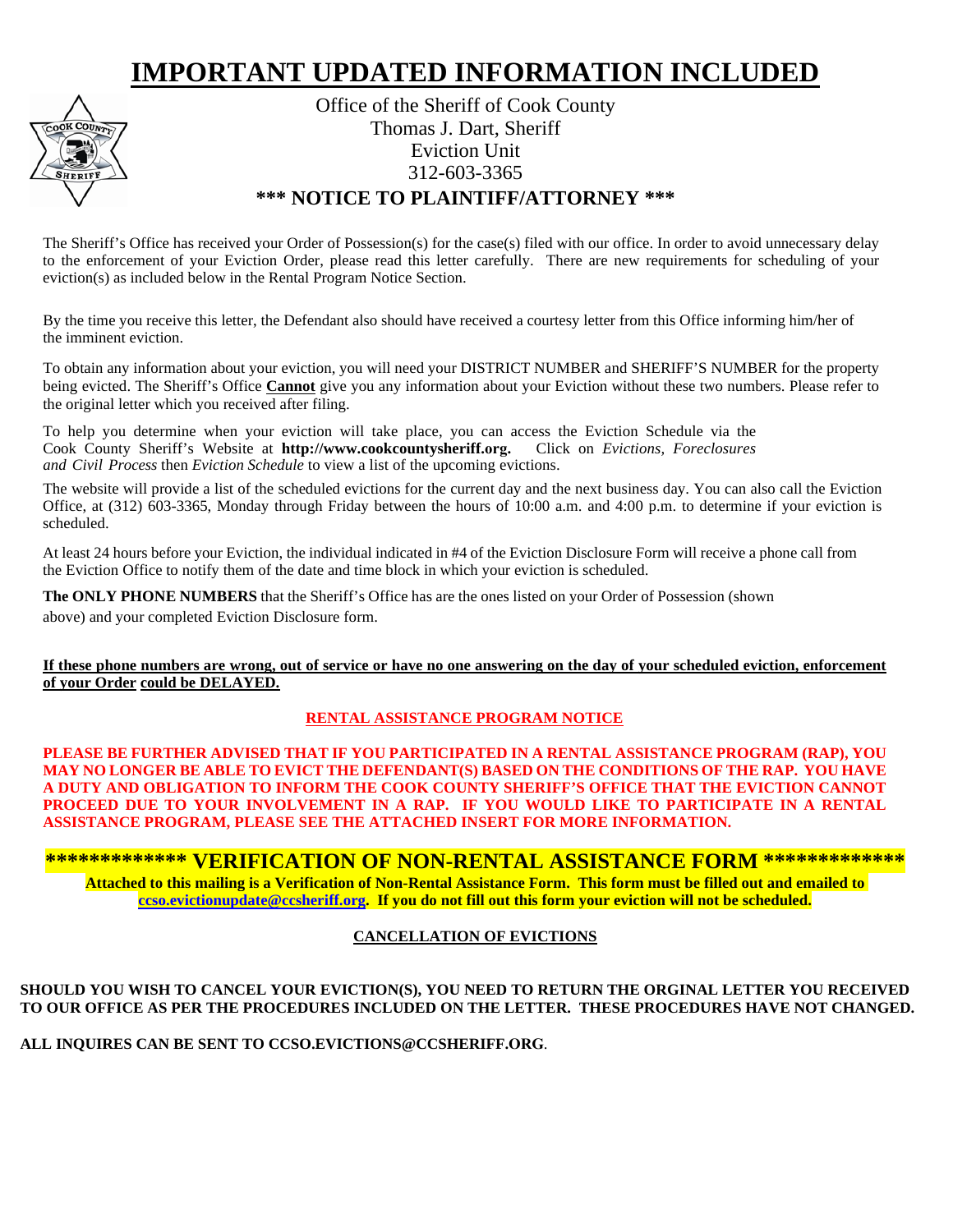# IMPORTANT UPDATED INFORMATION INCLUDED

Office of the Sheriff of Cook County
Thomas J. Dart, Sheriff
Eviction Unit
312-603-3365

## *** NOTICE TO PLAINTIFF/ATTORNEY ***

The Sheriff's Office has received your Order of Possession(s) for the case(s) filed with our office. In order to avoid unnecessary delay to the enforcement of your Eviction Order, please read this letter carefully. There are new requirements for scheduling of your eviction(s) as included below in the Rental Program Notice Section.

By the time you receive this letter, the Defendant also should have received a courtesy letter from this Office informing him/her of the imminent eviction.

To obtain any information about your eviction, you will need your DISTRICT NUMBER and SHERIFF'S NUMBER for the property being evicted. The Sheriff's Office **Cannot** give you any information about your Eviction without these two numbers. Please refer to the original letter which you received after filing.

To help you determine when your eviction will take place, you can access the Eviction Schedule via the Cook County Sheriff's Website at **http://www.cookcountysheriff.org.** Click on *Evictions, Foreclosures and Civil Process* then *Eviction Schedule* to view a list of the upcoming evictions.

The website will provide a list of the scheduled evictions for the current day and the next business day. You can also call the Eviction Office, at (312) 603-3365, Monday through Friday between the hours of 10:00 a.m. and 4:00 p.m. to determine if your eviction is scheduled.

At least 24 hours before your Eviction, the individual indicated in #4 of the Eviction Disclosure Form will receive a phone call from the Eviction Office to notify them of the date and time block in which your eviction is scheduled.

**The ONLY PHONE NUMBERS** that the Sheriff's Office has are the ones listed on your Order of Possession (shown above) and your completed Eviction Disclosure form.

**If these phone numbers are wrong, out of service or have no one answering on the day of your scheduled eviction, enforcement of your Order could be DELAYED.**

### RENTAL ASSISTANCE PROGRAM NOTICE

**PLEASE BE FURTHER ADVISED THAT IF YOU PARTICIPATED IN A RENTAL ASSISTANCE PROGRAM (RAP), YOU MAY NO LONGER BE ABLE TO EVICT THE DEFENDANT(S) BASED ON THE CONDITIONS OF THE RAP. YOU HAVE A DUTY AND OBLIGATION TO INFORM THE COOK COUNTY SHERIFF'S OFFICE THAT THE EVICTION CANNOT PROCEED DUE TO YOUR INVOLVEMENT IN A RAP. IF YOU WOULD LIKE TO PARTICIPATE IN A RENTAL ASSISTANCE PROGRAM, PLEASE SEE THE ATTACHED INSERT FOR MORE INFORMATION.**

## ************* VERIFICATION OF NON-RENTAL ASSISTANCE FORM *************

**Attached to this mailing is a Verification of Non-Rental Assistance Form. This form must be filled out and emailed to ccso.evictionupdate@ccsheriff.org. If you do not fill out this form your eviction will not be scheduled.**

### CANCELLATION OF EVICTIONS

**SHOULD YOU WISH TO CANCEL YOUR EVICTION(S), YOU NEED TO RETURN THE ORGINAL LETTER YOU RECEIVED TO OUR OFFICE AS PER THE PROCEDURES INCLUDED ON THE LETTER. THESE PROCEDURES HAVE NOT CHANGED.**

**ALL INQUIRES CAN BE SENT TO CCSO.EVICTIONS@CCSHERIFF.ORG**.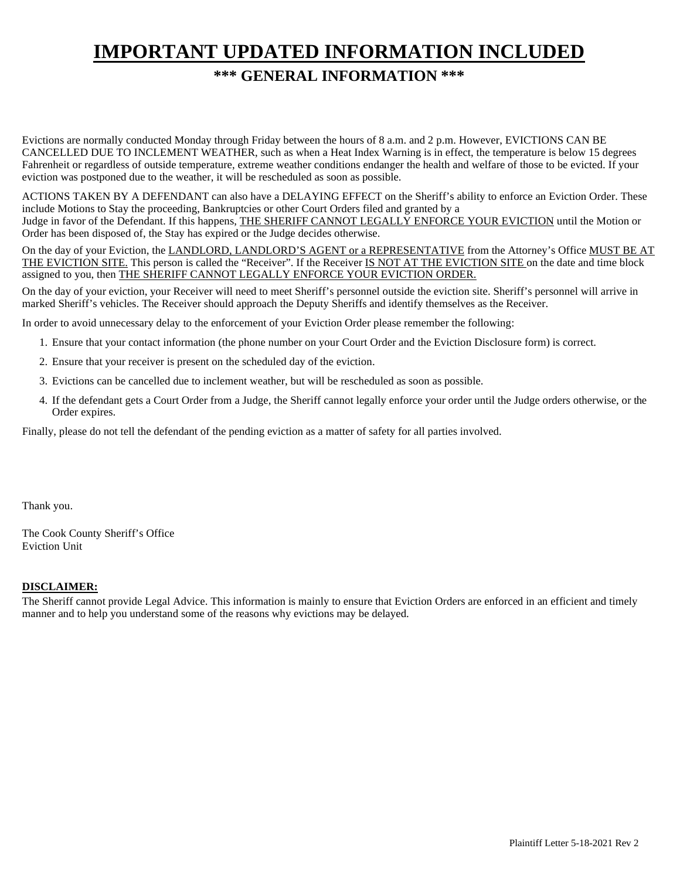# IMPORTANT UPDATED INFORMATION INCLUDED

## *** GENERAL INFORMATION ***

Evictions are normally conducted Monday through Friday between the hours of 8 a.m. and 2 p.m. However, EVICTIONS CAN BE CANCELLED DUE TO INCLEMENT WEATHER, such as when a Heat Index Warning is in effect, the temperature is below 15 degrees Fahrenheit or regardless of outside temperature, extreme weather conditions endanger the health and welfare of those to be evicted. If your eviction was postponed due to the weather, it will be rescheduled as soon as possible.

ACTIONS TAKEN BY A DEFENDANT can also have a DELAYING EFFECT on the Sheriff's ability to enforce an Eviction Order. These include Motions to Stay the proceeding, Bankruptcies or other Court Orders filed and granted by a Judge in favor of the Defendant. If this happens, THE SHERIFF CANNOT LEGALLY ENFORCE YOUR EVICTION until the Motion or Order has been disposed of, the Stay has expired or the Judge decides otherwise.

On the day of your Eviction, the LANDLORD, LANDLORD'S AGENT or a REPRESENTATIVE from the Attorney's Office MUST BE AT THE EVICTION SITE. This person is called the "Receiver". If the Receiver IS NOT AT THE EVICTION SITE on the date and time block assigned to you, then THE SHERIFF CANNOT LEGALLY ENFORCE YOUR EVICTION ORDER.

On the day of your eviction, your Receiver will need to meet Sheriff's personnel outside the eviction site. Sheriff's personnel will arrive in marked Sheriff's vehicles. The Receiver should approach the Deputy Sheriffs and identify themselves as the Receiver.

In order to avoid unnecessary delay to the enforcement of your Eviction Order please remember the following:

1. Ensure that your contact information (the phone number on your Court Order and the Eviction Disclosure form) is correct.
2. Ensure that your receiver is present on the scheduled day of the eviction.
3. Evictions can be cancelled due to inclement weather, but will be rescheduled as soon as possible.
4. If the defendant gets a Court Order from a Judge, the Sheriff cannot legally enforce your order until the Judge orders otherwise, or the Order expires.

Finally, please do not tell the defendant of the pending eviction as a matter of safety for all parties involved.

Thank you.

The Cook County Sheriff's Office
Eviction Unit

**DISCLAIMER:**
The Sheriff cannot provide Legal Advice. This information is mainly to ensure that Eviction Orders are enforced in an efficient and timely manner and to help you understand some of the reasons why evictions may be delayed.

Plaintiff Letter 5-18-2021 Rev 2